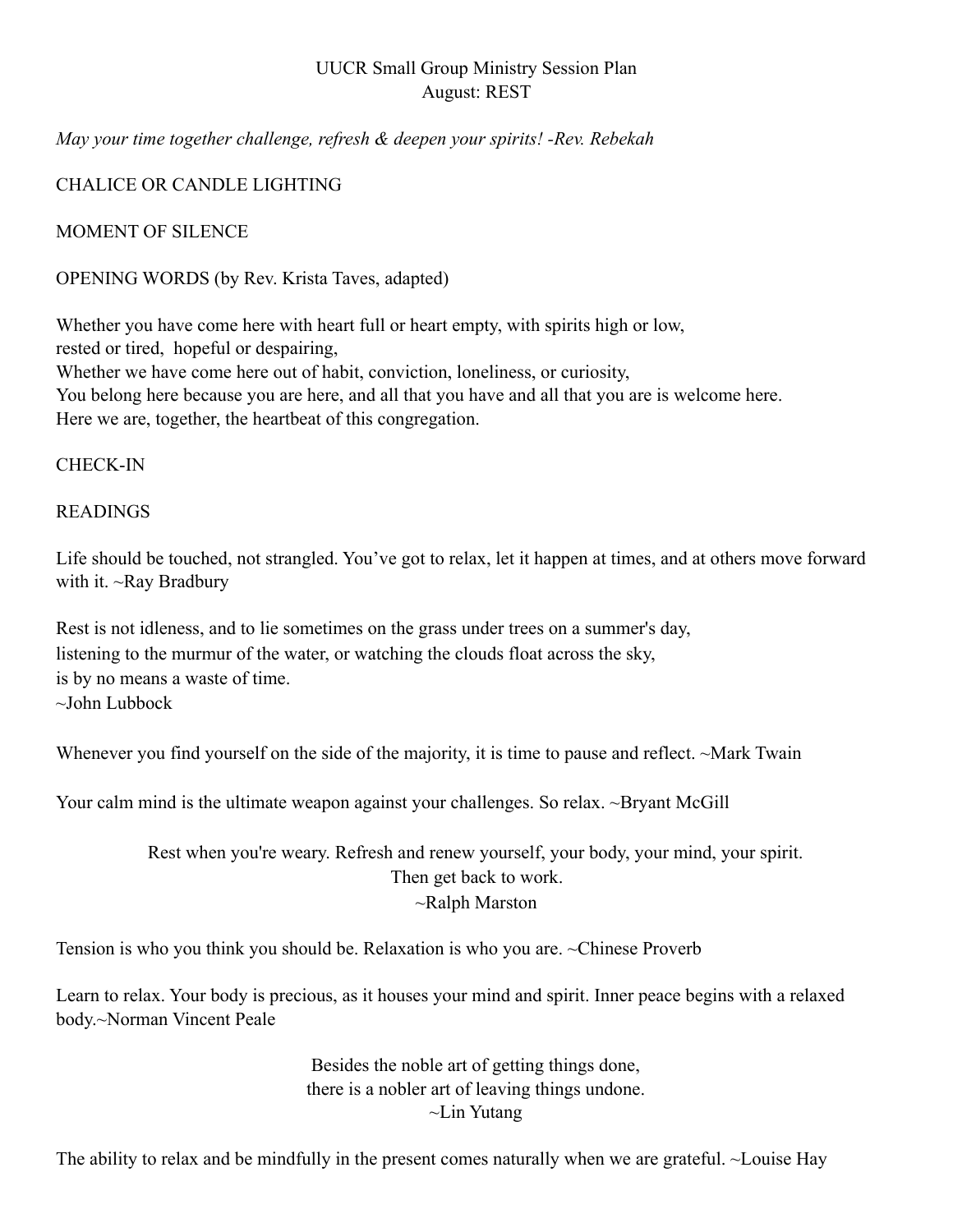# UUCR Small Group Ministry Session Plan
## August: REST

*May your time together challenge, refresh & deepen your spirits! -Rev. Rebekah*

CHALICE OR CANDLE LIGHTING

MOMENT OF SILENCE

OPENING WORDS (by Rev. Krista Taves, adapted)

Whether you have come here with heart full or heart empty, with spirits high or low,
rested or tired, hopeful or despairing,
Whether we have come here out of habit, conviction, loneliness, or curiosity,
You belong here because you are here, and all that you have and all that you are is welcome here.
Here we are, together, the heartbeat of this congregation.

CHECK-IN

READINGS

Life should be touched, not strangled. You've got to relax, let it happen at times, and at others move forward with it. ~Ray Bradbury

Rest is not idleness, and to lie sometimes on the grass under trees on a summer's day,
listening to the murmur of the water, or watching the clouds float across the sky,
is by no means a waste of time.
~John Lubbock

Whenever you find yourself on the side of the majority, it is time to pause and reflect. ~Mark Twain

Your calm mind is the ultimate weapon against your challenges. So relax. ~Bryant McGill

Rest when you're weary. Refresh and renew yourself, your body, your mind, your spirit.
Then get back to work.
~Ralph Marston

Tension is who you think you should be. Relaxation is who you are. ~Chinese Proverb

Learn to relax. Your body is precious, as it houses your mind and spirit. Inner peace begins with a relaxed body.~Norman Vincent Peale

Besides the noble art of getting things done,
there is a nobler art of leaving things undone.
~Lin Yutang

The ability to relax and be mindfully in the present comes naturally when we are grateful. ~Louise Hay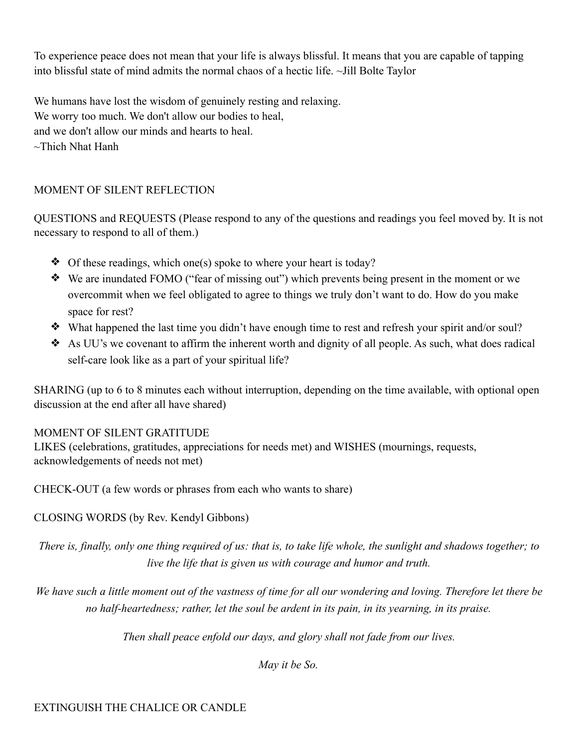To experience peace does not mean that your life is always blissful. It means that you are capable of tapping into blissful state of mind admits the normal chaos of a hectic life. ~Jill Bolte Taylor

We humans have lost the wisdom of genuinely resting and relaxing.
We worry too much. We don't allow our bodies to heal,
and we don't allow our minds and hearts to heal.
~Thich Nhat Hanh

MOMENT OF SILENT REFLECTION

QUESTIONS and REQUESTS (Please respond to any of the questions and readings you feel moved by. It is not necessary to respond to all of them.)

- Of these readings, which one(s) spoke to where your heart is today?
- We are inundated FOMO ("fear of missing out") which prevents being present in the moment or we overcommit when we feel obligated to agree to things we truly don't want to do. How do you make space for rest?
- What happened the last time you didn't have enough time to rest and refresh your spirit and/or soul?
- As UU's we covenant to affirm the inherent worth and dignity of all people. As such, what does radical self-care look like as a part of your spiritual life?

SHARING (up to 6 to 8 minutes each without interruption, depending on the time available, with optional open discussion at the end after all have shared)

MOMENT OF SILENT GRATITUDE
LIKES (celebrations, gratitudes, appreciations for needs met) and WISHES (mournings, requests, acknowledgements of needs not met)

CHECK-OUT (a few words or phrases from each who wants to share)

CLOSING WORDS (by Rev. Kendyl Gibbons)

*There is, finally, only one thing required of us: that is, to take life whole, the sunlight and shadows together; to live the life that is given us with courage and humor and truth.*

*We have such a little moment out of the vastness of time for all our wondering and loving. Therefore let there be no half-heartedness; rather, let the soul be ardent in its pain, in its yearning, in its praise.*

*Then shall peace enfold our days, and glory shall not fade from our lives.*

*May it be So.*

EXTINGUISH THE CHALICE OR CANDLE